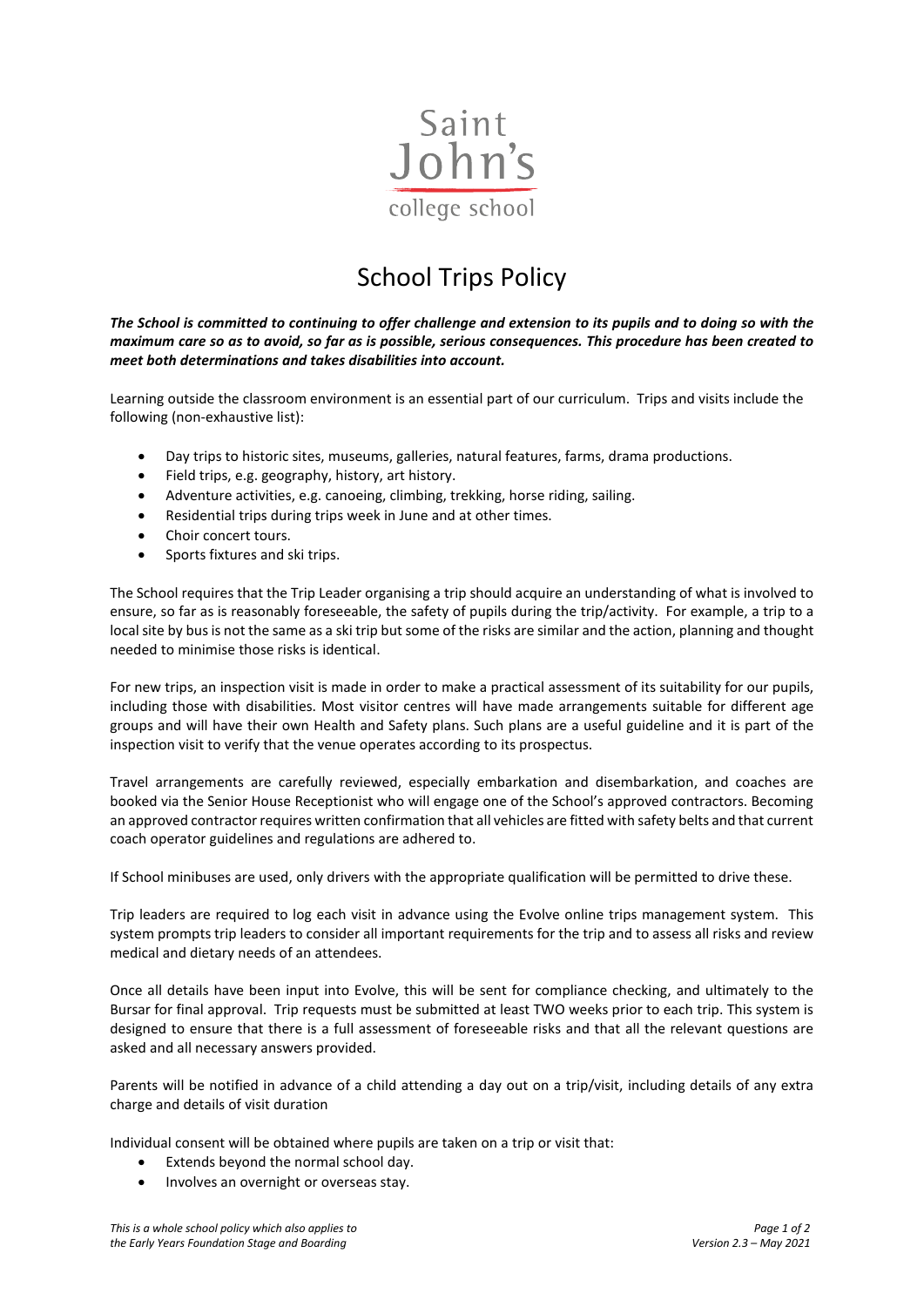Saint John's

college school

# School Trips Policy

***The School is committed to continuing to offer challenge and extension to its pupils and to doing so with the maximum care so as to avoid, so far as is possible, serious consequences. This procedure has been created to meet both determinations and takes disabilities into account.***

Learning outside the classroom environment is an essential part of our curriculum. Trips and visits include the following (non-exhaustive list):

- Day trips to historic sites, museums, galleries, natural features, farms, drama productions.
- Field trips, e.g. geography, history, art history.
- Adventure activities, e.g. canoeing, climbing, trekking, horse riding, sailing.
- Residential trips during trips week in June and at other times.
- Choir concert tours.
- Sports fixtures and ski trips.

The School requires that the Trip Leader organising a trip should acquire an understanding of what is involved to ensure, so far as is reasonably foreseeable, the safety of pupils during the trip/activity. For example, a trip to a local site by bus is not the same as a ski trip but some of the risks are similar and the action, planning and thought needed to minimise those risks is identical.

For new trips, an inspection visit is made in order to make a practical assessment of its suitability for our pupils, including those with disabilities. Most visitor centres will have made arrangements suitable for different age groups and will have their own Health and Safety plans. Such plans are a useful guideline and it is part of the inspection visit to verify that the venue operates according to its prospectus.

Travel arrangements are carefully reviewed, especially embarkation and disembarkation, and coaches are booked via the Senior House Receptionist who will engage one of the School's approved contractors. Becoming an approved contractor requires written confirmation that all vehicles are fitted with safety belts and that current coach operator guidelines and regulations are adhered to.

If School minibuses are used, only drivers with the appropriate qualification will be permitted to drive these.

Trip leaders are required to log each visit in advance using the Evolve online trips management system. This system prompts trip leaders to consider all important requirements for the trip and to assess all risks and review medical and dietary needs of an attendees.

Once all details have been input into Evolve, this will be sent for compliance checking, and ultimately to the Bursar for final approval. Trip requests must be submitted at least TWO weeks prior to each trip. This system is designed to ensure that there is a full assessment of foreseeable risks and that all the relevant questions are asked and all necessary answers provided.

Parents will be notified in advance of a child attending a day out on a trip/visit, including details of any extra charge and details of visit duration

Individual consent will be obtained where pupils are taken on a trip or visit that:

- Extends beyond the normal school day.
- Involves an overnight or overseas stay.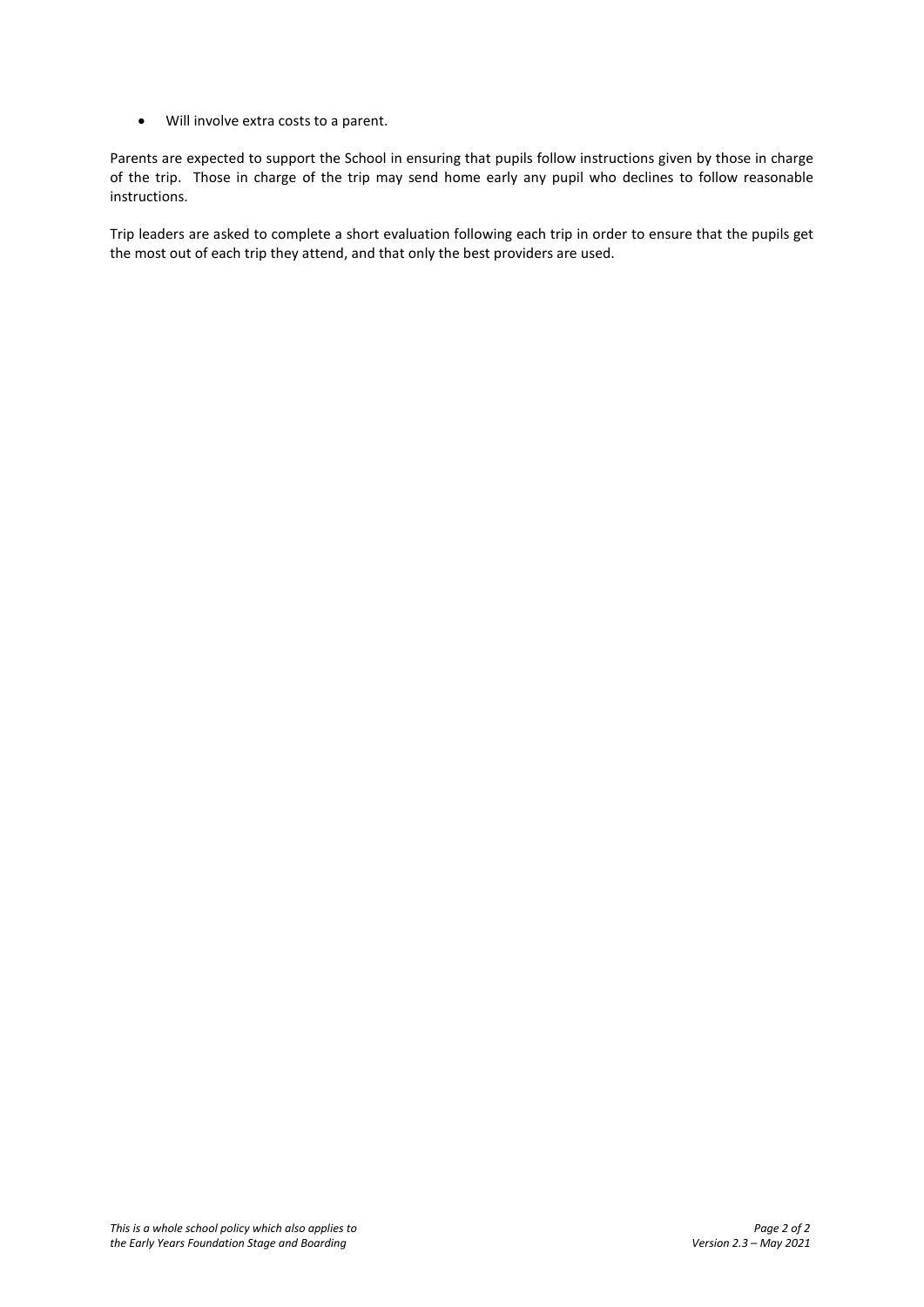- Will involve extra costs to a parent.

Parents are expected to support the School in ensuring that pupils follow instructions given by those in charge of the trip. Those in charge of the trip may send home early any pupil who declines to follow reasonable instructions.

Trip leaders are asked to complete a short evaluation following each trip in order to ensure that the pupils get the most out of each trip they attend, and that only the best providers are used.